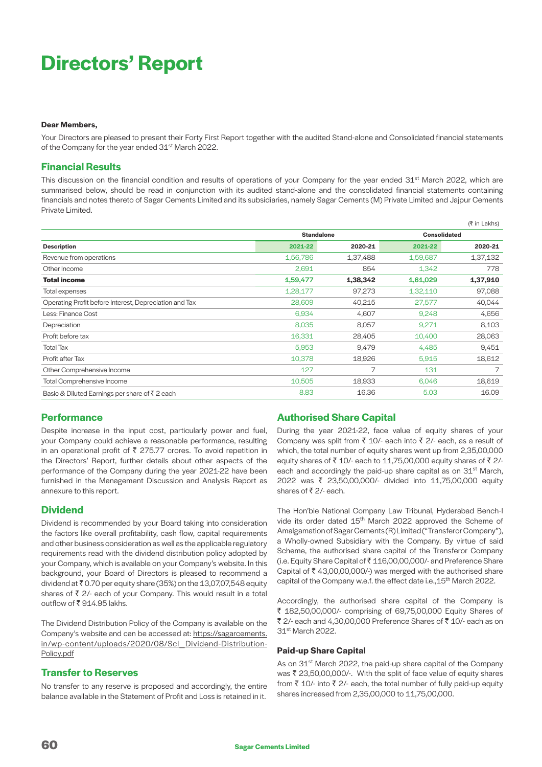# Directors' Report

**Dear Members,**

Your Directors are pleased to present their Forty First Report together with the audited Stand-alone and Consolidated financial statements of the Company for the year ended 31st March 2022.

## Financial Results

This discussion on the financial condition and results of operations of your Company for the year ended 31st March 2022, which are summarised below, should be read in conjunction with its audited stand-alone and the consolidated financial statements containing financials and notes thereto of Sagar Cements Limited and its subsidiaries, namely Sagar Cements (M) Private Limited and Jajpur Cements Private Limited.

(₹ in Lakhs)

| | Standalone | | Consolidated | |
|---|---|---|---|---|
| **Description** | **2021-22** | **2020-21** | **2021-22** | **2020-21** |
| Revenue from operations | 1,56,786 | 1,37,488 | 1,59,687 | 1,37,132 |
| Other Income | 2,691 | 854 | 1,342 | 778 |
| **Total income** | **1,59,477** | **1,38,342** | **1,61,029** | **1,37,910** |
| Total expenses | 1,28,177 | 97,273 | 1,32,110 | 97,088 |
| Operating Profit before Interest, Depreciation and Tax | 28,609 | 40,215 | 27,577 | 40,044 |
| Less: Finance Cost | 6,934 | 4,607 | 9,248 | 4,656 |
| Depreciation | 8,035 | 8,057 | 9,271 | 8,103 |
| Profit before tax | 16,331 | 28,405 | 10,400 | 28,063 |
| Total Tax | 5,953 | 9,479 | 4,485 | 9,451 |
| Profit after Tax | 10,378 | 18,926 | 5,915 | 18,612 |
| Other Comprehensive Income | 127 | 7 | 131 | 7 |
| Total Comprehensive Income | 10,505 | 18,933 | 6,046 | 18,619 |
| Basic & Diluted Earnings per share of ₹ 2 each | 8.83 | 16.36 | 5.03 | 16.09 |

## Performance

Despite increase in the input cost, particularly power and fuel, your Company could achieve a reasonable performance, resulting in an operational profit of ₹ 275.77 crores. To avoid repetition in the Directors' Report, further details about other aspects of the performance of the Company during the year 2021-22 have been furnished in the Management Discussion and Analysis Report as annexure to this report.

## Dividend

Dividend is recommended by your Board taking into consideration the factors like overall profitability, cash flow, capital requirements and other business consideration as well as the applicable regulatory requirements read with the dividend distribution policy adopted by your Company, which is available on your Company's website. In this background, your Board of Directors is pleased to recommend a dividend at ₹ 0.70 per equity share (35%) on the 13,07,07,548 equity shares of ₹ 2/- each of your Company. This would result in a total outflow of ₹ 914.95 lakhs.

The Dividend Distribution Policy of the Company is available on the Company's website and can be accessed at: https://sagarcements.in/wp-content/uploads/2020/08/Scl_Dividend-Distribution-Policy.pdf

## Transfer to Reserves

No transfer to any reserve is proposed and accordingly, the entire balance available in the Statement of Profit and Loss is retained in it.

## Authorised Share Capital

During the year 2021-22, face value of equity shares of your Company was split from ₹ 10/- each into ₹ 2/- each, as a result of which, the total number of equity shares went up from 2,35,00,000 equity shares of ₹ 10/- each to 11,75,00,000 equity shares of ₹ 2/- each and accordingly the paid-up share capital as on 31st March, 2022 was ₹ 23,50,00,000/- divided into 11,75,00,000 equity shares of ₹ 2/- each.

The Hon'ble National Company Law Tribunal, Hyderabad Bench-I vide its order dated 15th March 2022 approved the Scheme of Amalgamation of Sagar Cements (R) Limited ("Transferor Company"), a Wholly-owned Subsidiary with the Company. By virtue of said Scheme, the authorised share capital of the Transferor Company (i.e. Equity Share Capital of ₹ 116,00,00,000/- and Preference Share Capital of ₹ 43,00,00,000/-) was merged with the authorised share capital of the Company w.e.f. the effect date i.e.,15th March 2022.

Accordingly, the authorised share capital of the Company is ₹ 182,50,00,000/- comprising of 69,75,00,000 Equity Shares of ₹ 2/- each and 4,30,00,000 Preference Shares of ₹ 10/- each as on 31st March 2022.

### Paid-up Share Capital

As on 31st March 2022, the paid-up share capital of the Company was ₹ 23,50,00,000/-. With the split of face value of equity shares from ₹ 10/- into ₹ 2/- each, the total number of fully paid-up equity shares increased from 2,35,00,000 to 11,75,00,000.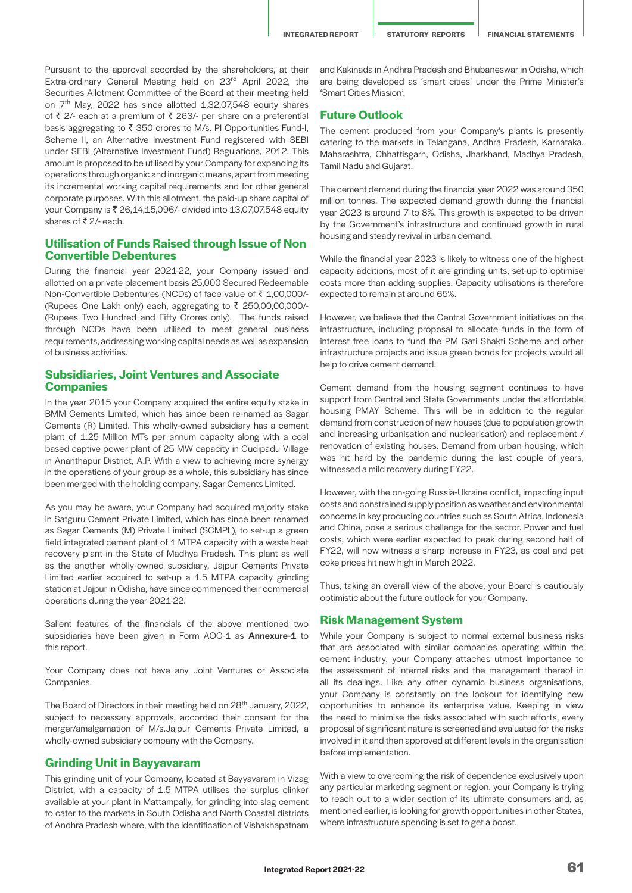Pursuant to the approval accorded by the shareholders, at their Extra-ordinary General Meeting held on 23rd April 2022, the Securities Allotment Committee of the Board at their meeting held on 7th May, 2022 has since allotted 1,32,07,548 equity shares of ₹ 2/- each at a premium of ₹ 263/- per share on a preferential basis aggregating to ₹ 350 crores to M/s. PI Opportunities Fund-I, Scheme II, an Alternative Investment Fund registered with SEBI under SEBI (Alternative Investment Fund) Regulations, 2012. This amount is proposed to be utilised by your Company for expanding its operations through organic and inorganic means, apart from meeting its incremental working capital requirements and for other general corporate purposes. With this allotment, the paid-up share capital of your Company is ₹ 26,14,15,096/- divided into 13,07,07,548 equity shares of ₹ 2/- each.

## Utilisation of Funds Raised through Issue of Non Convertible Debentures

During the financial year 2021-22, your Company issued and allotted on a private placement basis 25,000 Secured Redeemable Non-Convertible Debentures (NCDs) of face value of ₹ 1,00,000/- (Rupees One Lakh only) each, aggregating to ₹ 250,00,00,000/- (Rupees Two Hundred and Fifty Crores only). The funds raised through NCDs have been utilised to meet general business requirements, addressing working capital needs as well as expansion of business activities.

## Subsidiaries, Joint Ventures and Associate Companies

In the year 2015 your Company acquired the entire equity stake in BMM Cements Limited, which has since been re-named as Sagar Cements (R) Limited. This wholly-owned subsidiary has a cement plant of 1.25 Million MTs per annum capacity along with a coal based captive power plant of 25 MW capacity in Gudipadu Village in Ananthapur District, A.P. With a view to achieving more synergy in the operations of your group as a whole, this subsidiary has since been merged with the holding company, Sagar Cements Limited.

As you may be aware, your Company had acquired majority stake in Satguru Cement Private Limited, which has since been renamed as Sagar Cements (M) Private Limited (SCMPL), to set-up a green field integrated cement plant of 1 MTPA capacity with a waste heat recovery plant in the State of Madhya Pradesh. This plant as well as the another wholly-owned subsidiary, Jajpur Cements Private Limited earlier acquired to set-up a 1.5 MTPA capacity grinding station at Jajpur in Odisha, have since commenced their commercial operations during the year 2021-22.

Salient features of the financials of the above mentioned two subsidiaries have been given in Form AOC-1 as **Annexure-1** to this report.

Your Company does not have any Joint Ventures or Associate Companies.

The Board of Directors in their meeting held on 28th January, 2022, subject to necessary approvals, accorded their consent for the merger/amalgamation of M/s.Jajpur Cements Private Limited, a wholly-owned subsidiary company with the Company.

## Grinding Unit in Bayyavaram

This grinding unit of your Company, located at Bayyavaram in Vizag District, with a capacity of 1.5 MTPA utilises the surplus clinker available at your plant in Mattampally, for grinding into slag cement to cater to the markets in South Odisha and North Coastal districts of Andhra Pradesh where, with the identification of Vishakhapatnam and Kakinada in Andhra Pradesh and Bhubaneswar in Odisha, which are being developed as 'smart cities' under the Prime Minister's 'Smart Cities Mission'.

## Future Outlook

The cement produced from your Company's plants is presently catering to the markets in Telangana, Andhra Pradesh, Karnataka, Maharashtra, Chhattisgarh, Odisha, Jharkhand, Madhya Pradesh, Tamil Nadu and Gujarat.

The cement demand during the financial year 2022 was around 350 million tonnes. The expected demand growth during the financial year 2023 is around 7 to 8%. This growth is expected to be driven by the Government's infrastructure and continued growth in rural housing and steady revival in urban demand.

While the financial year 2023 is likely to witness one of the highest capacity additions, most of it are grinding units, set-up to optimise costs more than adding supplies. Capacity utilisations is therefore expected to remain at around 65%.

However, we believe that the Central Government initiatives on the infrastructure, including proposal to allocate funds in the form of interest free loans to fund the PM Gati Shakti Scheme and other infrastructure projects and issue green bonds for projects would all help to drive cement demand.

Cement demand from the housing segment continues to have support from Central and State Governments under the affordable housing PMAY Scheme. This will be in addition to the regular demand from construction of new houses (due to population growth and increasing urbanisation and nuclearisation) and replacement / renovation of existing houses. Demand from urban housing, which was hit hard by the pandemic during the last couple of years, witnessed a mild recovery during FY22.

However, with the on-going Russia-Ukraine conflict, impacting input costs and constrained supply position as weather and environmental concerns in key producing countries such as South Africa, Indonesia and China, pose a serious challenge for the sector. Power and fuel costs, which were earlier expected to peak during second half of FY22, will now witness a sharp increase in FY23, as coal and pet coke prices hit new high in March 2022.

Thus, taking an overall view of the above, your Board is cautiously optimistic about the future outlook for your Company.

## Risk Management System

While your Company is subject to normal external business risks that are associated with similar companies operating within the cement industry, your Company attaches utmost importance to the assessment of internal risks and the management thereof in all its dealings. Like any other dynamic business organisations, your Company is constantly on the lookout for identifying new opportunities to enhance its enterprise value. Keeping in view the need to minimise the risks associated with such efforts, every proposal of significant nature is screened and evaluated for the risks involved in it and then approved at different levels in the organisation before implementation.

With a view to overcoming the risk of dependence exclusively upon any particular marketing segment or region, your Company is trying to reach out to a wider section of its ultimate consumers and, as mentioned earlier, is looking for growth opportunities in other States, where infrastructure spending is set to get a boost.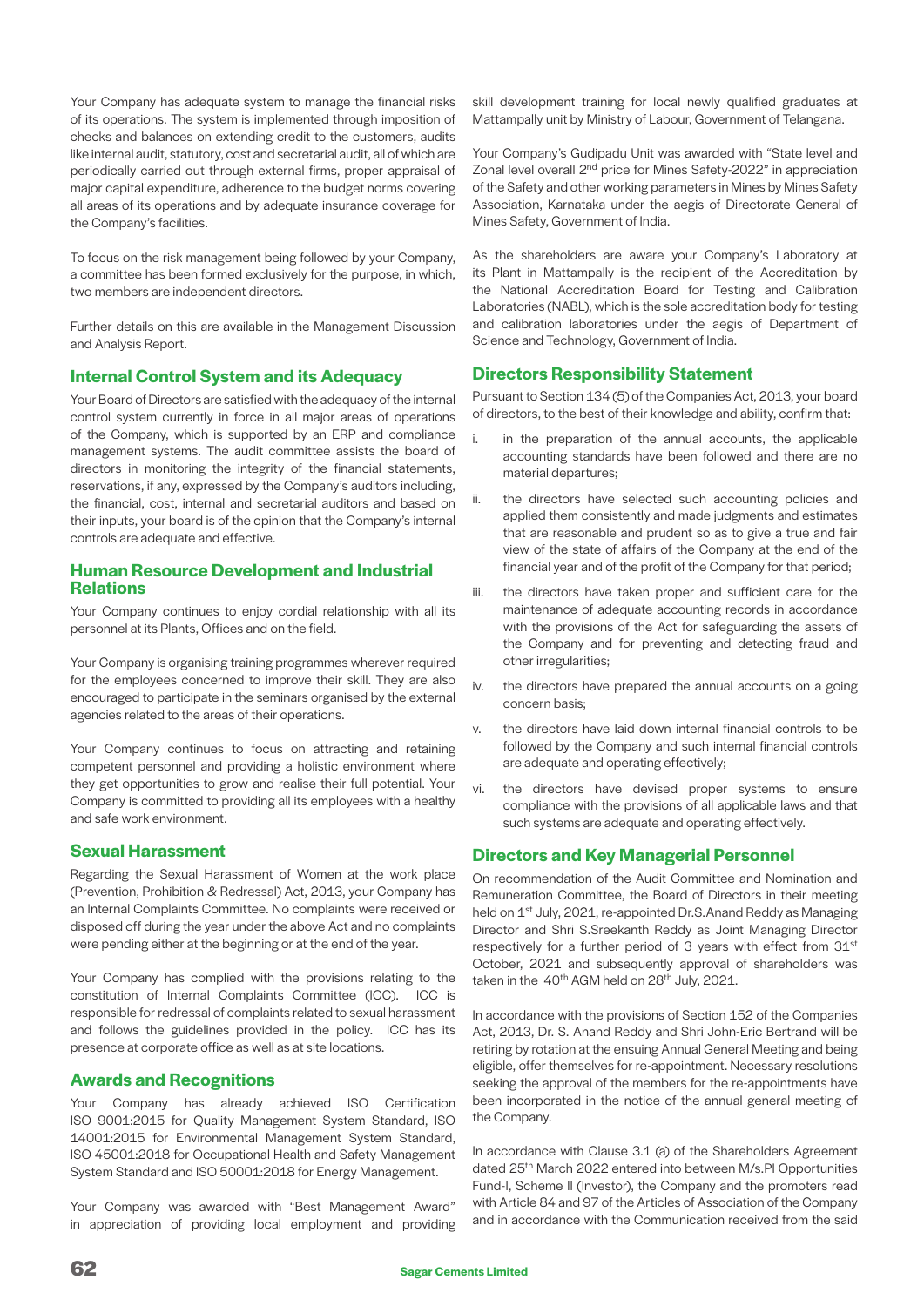Your Company has adequate system to manage the financial risks of its operations. The system is implemented through imposition of checks and balances on extending credit to the customers, audits like internal audit, statutory, cost and secretarial audit, all of which are periodically carried out through external firms, proper appraisal of major capital expenditure, adherence to the budget norms covering all areas of its operations and by adequate insurance coverage for the Company's facilities.

To focus on the risk management being followed by your Company, a committee has been formed exclusively for the purpose, in which, two members are independent directors.

Further details on this are available in the Management Discussion and Analysis Report.

## Internal Control System and its Adequacy

Your Board of Directors are satisfied with the adequacy of the internal control system currently in force in all major areas of operations of the Company, which is supported by an ERP and compliance management systems. The audit committee assists the board of directors in monitoring the integrity of the financial statements, reservations, if any, expressed by the Company's auditors including, the financial, cost, internal and secretarial auditors and based on their inputs, your board is of the opinion that the Company's internal controls are adequate and effective.

## Human Resource Development and Industrial Relations

Your Company continues to enjoy cordial relationship with all its personnel at its Plants, Offices and on the field.

Your Company is organising training programmes wherever required for the employees concerned to improve their skill. They are also encouraged to participate in the seminars organised by the external agencies related to the areas of their operations.

Your Company continues to focus on attracting and retaining competent personnel and providing a holistic environment where they get opportunities to grow and realise their full potential. Your Company is committed to providing all its employees with a healthy and safe work environment.

## Sexual Harassment

Regarding the Sexual Harassment of Women at the work place (Prevention, Prohibition & Redressal) Act, 2013, your Company has an Internal Complaints Committee. No complaints were received or disposed off during the year under the above Act and no complaints were pending either at the beginning or at the end of the year.

Your Company has complied with the provisions relating to the constitution of Internal Complaints Committee (ICC). ICC is responsible for redressal of complaints related to sexual harassment and follows the guidelines provided in the policy. ICC has its presence at corporate office as well as at site locations.

## Awards and Recognitions

Your Company has already achieved ISO Certification ISO 9001:2015 for Quality Management System Standard, ISO 14001:2015 for Environmental Management System Standard, ISO 45001:2018 for Occupational Health and Safety Management System Standard and ISO 50001:2018 for Energy Management.

Your Company was awarded with "Best Management Award" in appreciation of providing local employment and providing skill development training for local newly qualified graduates at Mattampally unit by Ministry of Labour, Government of Telangana.

Your Company's Gudipadu Unit was awarded with "State level and Zonal level overall 2nd price for Mines Safety-2022" in appreciation of the Safety and other working parameters in Mines by Mines Safety Association, Karnataka under the aegis of Directorate General of Mines Safety, Government of India.

As the shareholders are aware your Company's Laboratory at its Plant in Mattampally is the recipient of the Accreditation by the National Accreditation Board for Testing and Calibration Laboratories (NABL), which is the sole accreditation body for testing and calibration laboratories under the aegis of Department of Science and Technology, Government of India.

## Directors Responsibility Statement

Pursuant to Section 134 (5) of the Companies Act, 2013, your board of directors, to the best of their knowledge and ability, confirm that:

i. in the preparation of the annual accounts, the applicable accounting standards have been followed and there are no material departures;

ii. the directors have selected such accounting policies and applied them consistently and made judgments and estimates that are reasonable and prudent so as to give a true and fair view of the state of affairs of the Company at the end of the financial year and of the profit of the Company for that period;

iii. the directors have taken proper and sufficient care for the maintenance of adequate accounting records in accordance with the provisions of the Act for safeguarding the assets of the Company and for preventing and detecting fraud and other irregularities;

iv. the directors have prepared the annual accounts on a going concern basis;

v. the directors have laid down internal financial controls to be followed by the Company and such internal financial controls are adequate and operating effectively;

vi. the directors have devised proper systems to ensure compliance with the provisions of all applicable laws and that such systems are adequate and operating effectively.

## Directors and Key Managerial Personnel

On recommendation of the Audit Committee and Nomination and Remuneration Committee, the Board of Directors in their meeting held on 1st July, 2021, re-appointed Dr.S.Anand Reddy as Managing Director and Shri S.Sreekanth Reddy as Joint Managing Director respectively for a further period of 3 years with effect from 31st October, 2021 and subsequently approval of shareholders was taken in the 40th AGM held on 28th July, 2021.

In accordance with the provisions of Section 152 of the Companies Act, 2013, Dr. S. Anand Reddy and Shri John-Eric Bertrand will be retiring by rotation at the ensuing Annual General Meeting and being eligible, offer themselves for re-appointment. Necessary resolutions seeking the approval of the members for the re-appointments have been incorporated in the notice of the annual general meeting of the Company.

In accordance with Clause 3.1 (a) of the Shareholders Agreement dated 25th March 2022 entered into between M/s.PI Opportunities Fund-I, Scheme II (Investor), the Company and the promoters read with Article 84 and 97 of the Articles of Association of the Company and in accordance with the Communication received from the said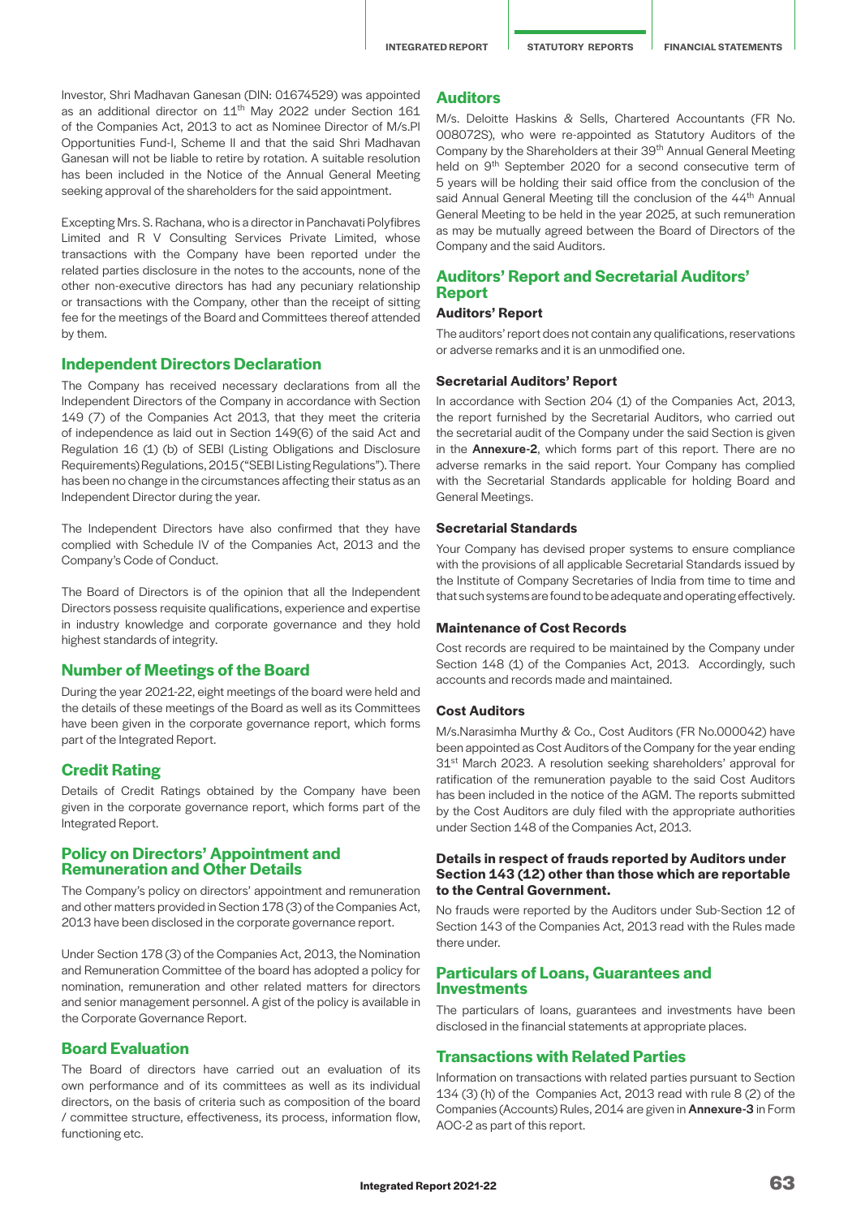Investor, Shri Madhavan Ganesan (DIN: 01674529) was appointed as an additional director on 11th May 2022 under Section 161 of the Companies Act, 2013 to act as Nominee Director of M/s.PI Opportunities Fund-I, Scheme II and that the said Shri Madhavan Ganesan will not be liable to retire by rotation. A suitable resolution has been included in the Notice of the Annual General Meeting seeking approval of the shareholders for the said appointment.

Excepting Mrs. S. Rachana, who is a director in Panchavati Polyfibres Limited and R V Consulting Services Private Limited, whose transactions with the Company have been reported under the related parties disclosure in the notes to the accounts, none of the other non-executive directors has had any pecuniary relationship or transactions with the Company, other than the receipt of sitting fee for the meetings of the Board and Committees thereof attended by them.

## Independent Directors Declaration

The Company has received necessary declarations from all the Independent Directors of the Company in accordance with Section 149 (7) of the Companies Act 2013, that they meet the criteria of independence as laid out in Section 149(6) of the said Act and Regulation 16 (1) (b) of SEBI (Listing Obligations and Disclosure Requirements) Regulations, 2015 ("SEBI Listing Regulations"). There has been no change in the circumstances affecting their status as an Independent Director during the year.

The Independent Directors have also confirmed that they have complied with Schedule IV of the Companies Act, 2013 and the Company's Code of Conduct.

The Board of Directors is of the opinion that all the Independent Directors possess requisite qualifications, experience and expertise in industry knowledge and corporate governance and they hold highest standards of integrity.

## Number of Meetings of the Board

During the year 2021-22, eight meetings of the board were held and the details of these meetings of the Board as well as its Committees have been given in the corporate governance report, which forms part of the Integrated Report.

## Credit Rating

Details of Credit Ratings obtained by the Company have been given in the corporate governance report, which forms part of the Integrated Report.

## Policy on Directors' Appointment and Remuneration and Other Details

The Company's policy on directors' appointment and remuneration and other matters provided in Section 178 (3) of the Companies Act, 2013 have been disclosed in the corporate governance report.

Under Section 178 (3) of the Companies Act, 2013, the Nomination and Remuneration Committee of the board has adopted a policy for nomination, remuneration and other related matters for directors and senior management personnel. A gist of the policy is available in the Corporate Governance Report.

## Board Evaluation

The Board of directors have carried out an evaluation of its own performance and of its committees as well as its individual directors, on the basis of criteria such as composition of the board / committee structure, effectiveness, its process, information flow, functioning etc.

## Auditors

M/s. Deloitte Haskins & Sells, Chartered Accountants (FR No. 008072S), who were re-appointed as Statutory Auditors of the Company by the Shareholders at their 39th Annual General Meeting held on 9th September 2020 for a second consecutive term of 5 years will be holding their said office from the conclusion of the said Annual General Meeting till the conclusion of the 44th Annual General Meeting to be held in the year 2025, at such remuneration as may be mutually agreed between the Board of Directors of the Company and the said Auditors.

## Auditors' Report and Secretarial Auditors' Report

### Auditors' Report

The auditors' report does not contain any qualifications, reservations or adverse remarks and it is an unmodified one.

### Secretarial Auditors' Report

In accordance with Section 204 (1) of the Companies Act, 2013, the report furnished by the Secretarial Auditors, who carried out the secretarial audit of the Company under the said Section is given in the **Annexure-2**, which forms part of this report. There are no adverse remarks in the said report. Your Company has complied with the Secretarial Standards applicable for holding Board and General Meetings.

### Secretarial Standards

Your Company has devised proper systems to ensure compliance with the provisions of all applicable Secretarial Standards issued by the Institute of Company Secretaries of India from time to time and that such systems are found to be adequate and operating effectively.

### Maintenance of Cost Records

Cost records are required to be maintained by the Company under Section 148 (1) of the Companies Act, 2013. Accordingly, such accounts and records made and maintained.

### Cost Auditors

M/s.Narasimha Murthy & Co., Cost Auditors (FR No.000042) have been appointed as Cost Auditors of the Company for the year ending 31st March 2023. A resolution seeking shareholders' approval for ratification of the remuneration payable to the said Cost Auditors has been included in the notice of the AGM. The reports submitted by the Cost Auditors are duly filed with the appropriate authorities under Section 148 of the Companies Act, 2013.

### Details in respect of frauds reported by Auditors under Section 143 (12) other than those which are reportable to the Central Government.

No frauds were reported by the Auditors under Sub-Section 12 of Section 143 of the Companies Act, 2013 read with the Rules made there under.

## Particulars of Loans, Guarantees and Investments

The particulars of loans, guarantees and investments have been disclosed in the financial statements at appropriate places.

## Transactions with Related Parties

Information on transactions with related parties pursuant to Section 134 (3) (h) of the Companies Act, 2013 read with rule 8 (2) of the Companies (Accounts) Rules, 2014 are given in **Annexure-3** in Form AOC-2 as part of this report.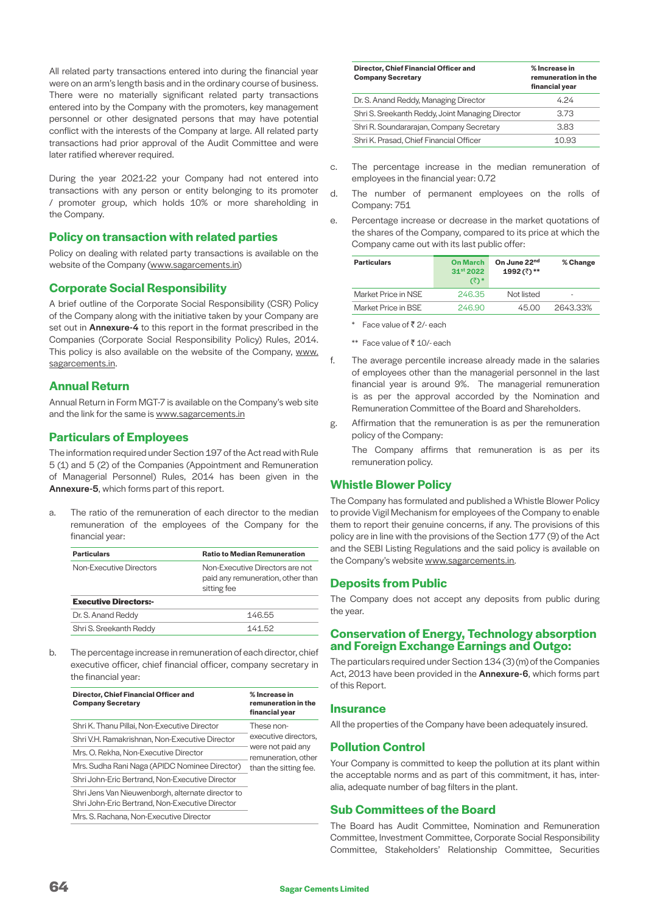All related party transactions entered into during the financial year were on an arm's length basis and in the ordinary course of business. There were no materially significant related party transactions entered into by the Company with the promoters, key management personnel or other designated persons that may have potential conflict with the interests of the Company at large. All related party transactions had prior approval of the Audit Committee and were later ratified wherever required.

During the year 2021-22 your Company had not entered into transactions with any person or entity belonging to its promoter / promoter group, which holds 10% or more shareholding in the Company.

## Policy on transaction with related parties

Policy on dealing with related party transactions is available on the website of the Company (www.sagarcements.in)

## Corporate Social Responsibility

A brief outline of the Corporate Social Responsibility (CSR) Policy of the Company along with the initiative taken by your Company are set out in **Annexure-4** to this report in the format prescribed in the Companies (Corporate Social Responsibility Policy) Rules, 2014. This policy is also available on the website of the Company, www.sagarcements.in.

## Annual Return

Annual Return in Form MGT-7 is available on the Company's web site and the link for the same is www.sagarcements.in

## Particulars of Employees

The information required under Section 197 of the Act read with Rule 5 (1) and 5 (2) of the Companies (Appointment and Remuneration of Managerial Personnel) Rules, 2014 has been given in the **Annexure-5**, which forms part of this report.

a. The ratio of the remuneration of each director to the median remuneration of the employees of the Company for the financial year:

| Particulars | Ratio to Median Remuneration |
|---|---|
| Non-Executive Directors | Non-Executive Directors are not paid any remuneration, other than sitting fee |
| **Executive Directors:-** | |
| Dr. S. Anand Reddy | 146.55 |
| Shri S. Sreekanth Reddy | 141.52 |

b. The percentage increase in remuneration of each director, chief executive officer, chief financial officer, company secretary in the financial year:

| Director, Chief Financial Officer and Company Secretary | % Increase in remuneration in the financial year |
|---|---|
| Shri K. Thanu Pillai, Non-Executive Director | These non-executive directors, were not paid any remuneration, other than the sitting fee. |
| Shri V.H. Ramakrishnan, Non-Executive Director | |
| Mrs. O. Rekha, Non-Executive Director | |
| Mrs. Sudha Rani Naga (APIDC Nominee Director) | |
| Shri John-Eric Bertrand, Non-Executive Director | |
| Shri Jens Van Nieuwenborgh, alternate director to Shri John-Eric Bertrand, Non-Executive Director | |
| Mrs. S. Rachana, Non-Executive Director | |
| Dr. S. Anand Reddy, Managing Director | 4.24 |
| Shri S. Sreekanth Reddy, Joint Managing Director | 3.73 |
| Shri R. Soundararajan, Company Secretary | 3.83 |
| Shri K. Prasad, Chief Financial Officer | 10.93 |

c. The percentage increase in the median remuneration of employees in the financial year: 0.72

d. The number of permanent employees on the rolls of Company: 751

e. Percentage increase or decrease in the market quotations of the shares of the Company, compared to its price at which the Company came out with its last public offer:

| Particulars | On March 31st 2022 (₹) * | On June 22nd 1992 (₹) ** | % Change |
|---|---|---|---|
| Market Price in NSE | 246.35 | Not listed | - |
| Market Price in BSE | 246.90 | 45.00 | 2643.33% |

\* Face value of ₹ 2/- each

\*\* Face value of ₹ 10/- each

f. The average percentile increase already made in the salaries of employees other than the managerial personnel in the last financial year is around 9%. The managerial remuneration is as per the approval accorded by the Nomination and Remuneration Committee of the Board and Shareholders.

g. Affirmation that the remuneration is as per the remuneration policy of the Company:

   The Company affirms that remuneration is as per its remuneration policy.

## Whistle Blower Policy

The Company has formulated and published a Whistle Blower Policy to provide Vigil Mechanism for employees of the Company to enable them to report their genuine concerns, if any. The provisions of this policy are in line with the provisions of the Section 177 (9) of the Act and the SEBI Listing Regulations and the said policy is available on the Company's website www.sagarcements.in.

## Deposits from Public

The Company does not accept any deposits from public during the year.

## Conservation of Energy, Technology absorption and Foreign Exchange Earnings and Outgo:

The particulars required under Section 134 (3) (m) of the Companies Act, 2013 have been provided in the **Annexure-6**, which forms part of this Report.

## Insurance

All the properties of the Company have been adequately insured.

## Pollution Control

Your Company is committed to keep the pollution at its plant within the acceptable norms and as part of this commitment, it has, inter-alia, adequate number of bag filters in the plant.

## Sub Committees of the Board

The Board has Audit Committee, Nomination and Remuneration Committee, Investment Committee, Corporate Social Responsibility Committee, Stakeholders' Relationship Committee, Securities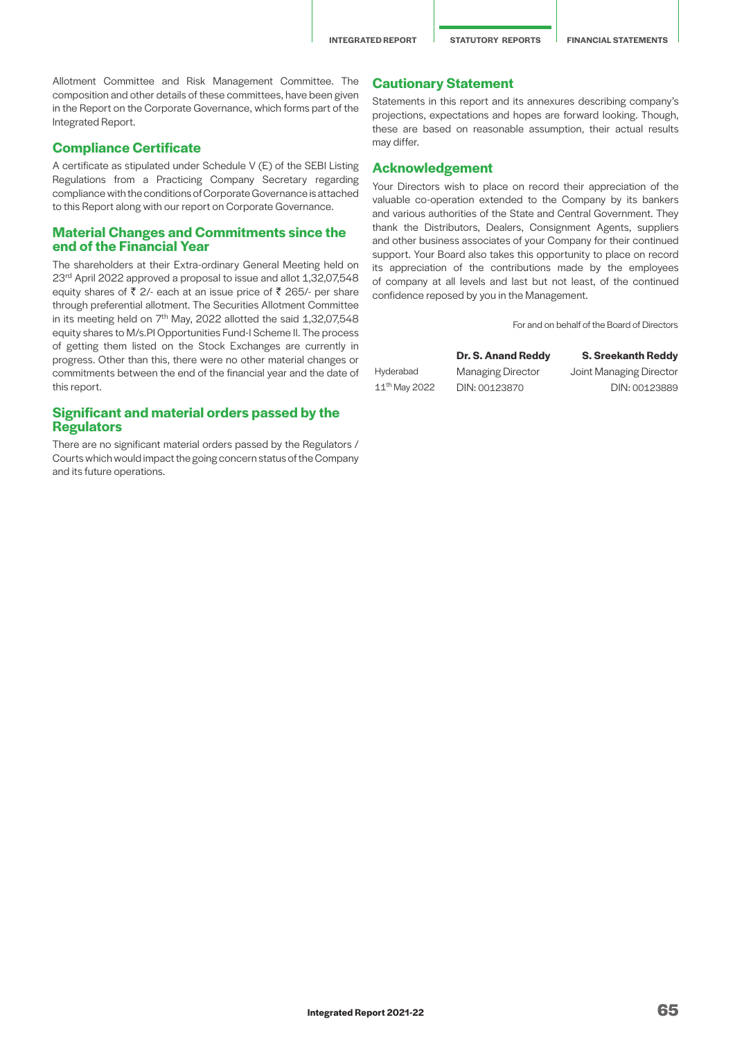Allotment Committee and Risk Management Committee. The composition and other details of these committees, have been given in the Report on the Corporate Governance, which forms part of the Integrated Report.

## Compliance Certificate

A certificate as stipulated under Schedule V (E) of the SEBI Listing Regulations from a Practicing Company Secretary regarding compliance with the conditions of Corporate Governance is attached to this Report along with our report on Corporate Governance.

## Material Changes and Commitments since the end of the Financial Year

The shareholders at their Extra-ordinary General Meeting held on 23rd April 2022 approved a proposal to issue and allot 1,32,07,548 equity shares of ₹ 2/- each at an issue price of ₹ 265/- per share through preferential allotment. The Securities Allotment Committee in its meeting held on 7th May, 2022 allotted the said 1,32,07,548 equity shares to M/s.PI Opportunities Fund-I Scheme II. The process of getting them listed on the Stock Exchanges are currently in progress. Other than this, there were no other material changes or commitments between the end of the financial year and the date of this report.

## Significant and material orders passed by the Regulators

There are no significant material orders passed by the Regulators / Courts which would impact the going concern status of the Company and its future operations.

## Cautionary Statement

Statements in this report and its annexures describing company's projections, expectations and hopes are forward looking. Though, these are based on reasonable assumption, their actual results may differ.

## Acknowledgement

Your Directors wish to place on record their appreciation of the valuable co-operation extended to the Company by its bankers and various authorities of the State and Central Government. They thank the Distributors, Dealers, Consignment Agents, suppliers and other business associates of your Company for their continued support. Your Board also takes this opportunity to place on record its appreciation of the contributions made by the employees of company at all levels and last but not least, of the continued confidence reposed by you in the Management.

For and on behalf of the Board of Directors

| | **Dr. S. Anand Reddy** | **S. Sreekanth Reddy** |
|---|---|---|
| Hyderabad | Managing Director | Joint Managing Director |
| 11th May 2022 | DIN: 00123870 | DIN: 00123889 |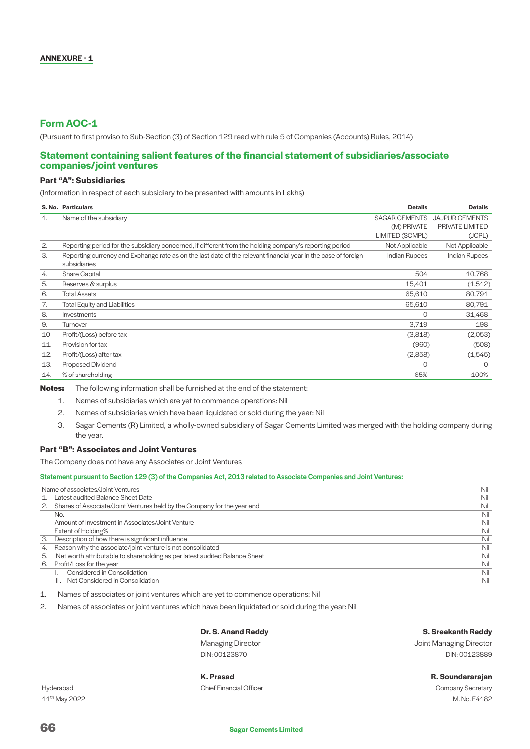**ANNEXURE - 1**

## Form AOC-1

(Pursuant to first proviso to Sub-Section (3) of Section 129 read with rule 5 of Companies (Accounts) Rules, 2014)

## Statement containing salient features of the financial statement of subsidiaries/associate companies/joint ventures

### Part "A": Subsidiaries

(Information in respect of each subsidiary to be presented with amounts in Lakhs)

| S. No. | Particulars | Details | Details |
|---|---|---|---|
| 1. | Name of the subsidiary | SAGAR CEMENTS (M) PRIVATE LIMITED (SCMPL) | JAJPUR CEMENTS PRIVATE LIMITED (JCPL) |
| 2. | Reporting period for the subsidiary concerned, if different from the holding company's reporting period | Not Applicable | Not Applicable |
| 3. | Reporting currency and Exchange rate as on the last date of the relevant financial year in the case of foreign subsidiaries | Indian Rupees | Indian Rupees |
| 4. | Share Capital | 504 | 10,768 |
| 5. | Reserves & surplus | 15,401 | (1,512) |
| 6. | Total Assets | 65,610 | 80,791 |
| 7. | Total Equity and Liabilities | 65,610 | 80,791 |
| 8. | Investments | 0 | 31,468 |
| 9. | Turnover | 3,719 | 198 |
| 10 | Profit/(Loss) before tax | (3,818) | (2,053) |
| 11. | Provision for tax | (960) | (508) |
| 12. | Profit/(Loss) after tax | (2,858) | (1,545) |
| 13. | Proposed Dividend | 0 | 0 |
| 14. | % of shareholding | 65% | 100% |

**Notes:** The following information shall be furnished at the end of the statement:

1. Names of subsidiaries which are yet to commence operations: Nil
2. Names of subsidiaries which have been liquidated or sold during the year: Nil
3. Sagar Cements (R) Limited, a wholly-owned subsidiary of Sagar Cements Limited was merged with the holding company during the year.

### Part "B": Associates and Joint Ventures

The Company does not have any Associates or Joint Ventures

**Statement pursuant to Section 129 (3) of the Companies Act, 2013 related to Associate Companies and Joint Ventures:**

| | Name of associates/Joint Ventures | Nil |
|---|---|---|
| 1. | Latest audited Balance Sheet Date | Nil |
| 2. | Shares of Associate/Joint Ventures held by the Company for the year end | Nil |
| | No. | Nil |
| | Amount of Investment in Associates/Joint Venture | Nil |
| | Extent of Holding% | Nil |
| 3. | Description of how there is significant influence | Nil |
| 4. | Reason why the associate/joint venture is not consolidated | Nil |
| 5. | Net worth attributable to shareholding as per latest audited Balance Sheet | Nil |
| 6. | Profit/Loss for the year | Nil |
| | I. Considered in Consolidation | Nil |
| | II. Not Considered in Consolidation | Nil |

1. Names of associates or joint ventures which are yet to commence operations: Nil
2. Names of associates or joint ventures which have been liquidated or sold during the year: Nil

**Dr. S. Anand Reddy**
Managing Director
DIN: 00123870

**S. Sreekanth Reddy**
Joint Managing Director
DIN: 00123889

**K. Prasad**
Chief Financial Officer

**R. Soundararajan**
Company Secretary
M. No. F4182

Hyderabad
11th May 2022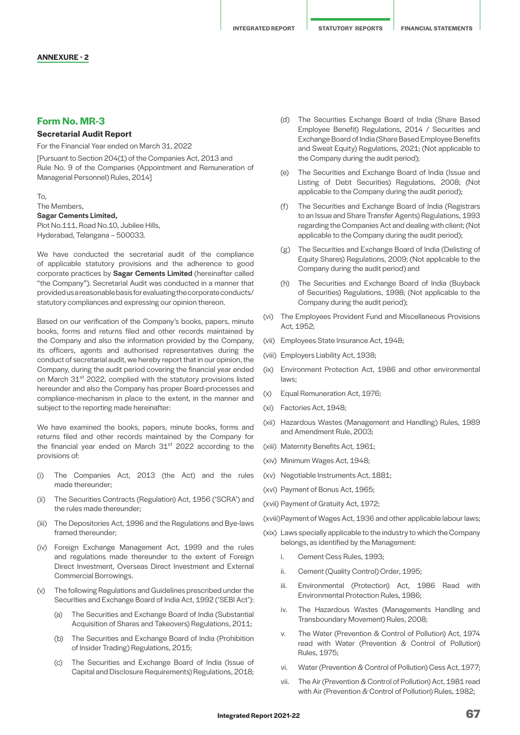**ANNEXURE - 2**

## Form No. MR-3

### Secretarial Audit Report

For the Financial Year ended on March 31, 2022

[Pursuant to Section 204(1) of the Companies Act, 2013 and Rule No. 9 of the Companies (Appointment and Remuneration of Managerial Personnel) Rules, 2014]

To,
The Members,
**Sagar Cements Limited,**
Plot No.111, Road No.10, Jubilee Hills,
Hyderabad, Telangana – 500033.

We have conducted the secretarial audit of the compliance of applicable statutory provisions and the adherence to good corporate practices by **Sagar Cements Limited** (hereinafter called "the Company"). Secretarial Audit was conducted in a manner that provided us a reasonable basis for evaluating the corporate conducts/ statutory compliances and expressing our opinion thereon.

Based on our verification of the Company's books, papers, minute books, forms and returns filed and other records maintained by the Company and also the information provided by the Company, its officers, agents and authorised representatives during the conduct of secretarial audit, we hereby report that in our opinion, the Company, during the audit period covering the financial year ended on March 31st 2022, complied with the statutory provisions listed hereunder and also the Company has proper Board-processes and compliance-mechanism in place to the extent, in the manner and subject to the reporting made hereinafter:

We have examined the books, papers, minute books, forms and returns filed and other records maintained by the Company for the financial year ended on March 31st 2022 according to the provisions of:

(i) The Companies Act, 2013 (the Act) and the rules made thereunder;

(ii) The Securities Contracts (Regulation) Act, 1956 ('SCRA') and the rules made thereunder;

(iii) The Depositories Act, 1996 and the Regulations and Bye-laws framed thereunder;

(iv) Foreign Exchange Management Act, 1999 and the rules and regulations made thereunder to the extent of Foreign Direct Investment, Overseas Direct Investment and External Commercial Borrowings.

(v) The following Regulations and Guidelines prescribed under the Securities and Exchange Board of India Act, 1992 ('SEBI Act'):

(a) The Securities and Exchange Board of India (Substantial Acquisition of Shares and Takeovers) Regulations, 2011;

(b) The Securities and Exchange Board of India (Prohibition of Insider Trading) Regulations, 2015;

(c) The Securities and Exchange Board of India (Issue of Capital and Disclosure Requirements) Regulations, 2018;

(d) The Securities Exchange Board of India (Share Based Employee Benefit) Regulations, 2014 / Securities and Exchange Board of India (Share Based Employee Benefits and Sweat Equity) Regulations, 2021; (Not applicable to the Company during the audit period);

(e) The Securities and Exchange Board of India (Issue and Listing of Debt Securities) Regulations, 2008; (Not applicable to the Company during the audit period);

(f) The Securities and Exchange Board of India (Registrars to an Issue and Share Transfer Agents) Regulations, 1993 regarding the Companies Act and dealing with client; (Not applicable to the Company during the audit period);

(g) The Securities and Exchange Board of India (Delisting of Equity Shares) Regulations, 2009; (Not applicable to the Company during the audit period) and

(h) The Securities and Exchange Board of India (Buyback of Securities) Regulations, 1998; (Not applicable to the Company during the audit period);

(vi) The Employees Provident Fund and Miscellaneous Provisions Act, 1952;

(vii) Employees State Insurance Act, 1948;

(viii) Employers Liability Act, 1938;

(ix) Environment Protection Act, 1986 and other environmental laws;

(x) Equal Remuneration Act, 1976;

(xi) Factories Act, 1948;

(xii) Hazardous Wastes (Management and Handling) Rules, 1989 and Amendment Rule, 2003;

(xiii) Maternity Benefits Act, 1961;

(xiv) Minimum Wages Act, 1948;

(xv) Negotiable Instruments Act, 1881;

(xvi) Payment of Bonus Act, 1965;

(xvii) Payment of Gratuity Act, 1972;

(xviii) Payment of Wages Act, 1936 and other applicable labour laws;

(xix) Laws specially applicable to the industry to which the Company belongs, as identified by the Management:

i. Cement Cess Rules, 1993;

ii. Cement (Quality Control) Order, 1995;

iii. Environmental (Protection) Act, 1986 Read with Environmental Protection Rules, 1986;

iv. The Hazardous Wastes (Managements Handling and Transboundary Movement) Rules, 2008;

v. The Water (Prevention & Control of Pollution) Act, 1974 read with Water (Prevention & Control of Pollution) Rules, 1975;

vi. Water (Prevention & Control of Pollution) Cess Act, 1977;

vii. The Air (Prevention & Control of Pollution) Act, 1981 read with Air (Prevention & Control of Pollution) Rules, 1982;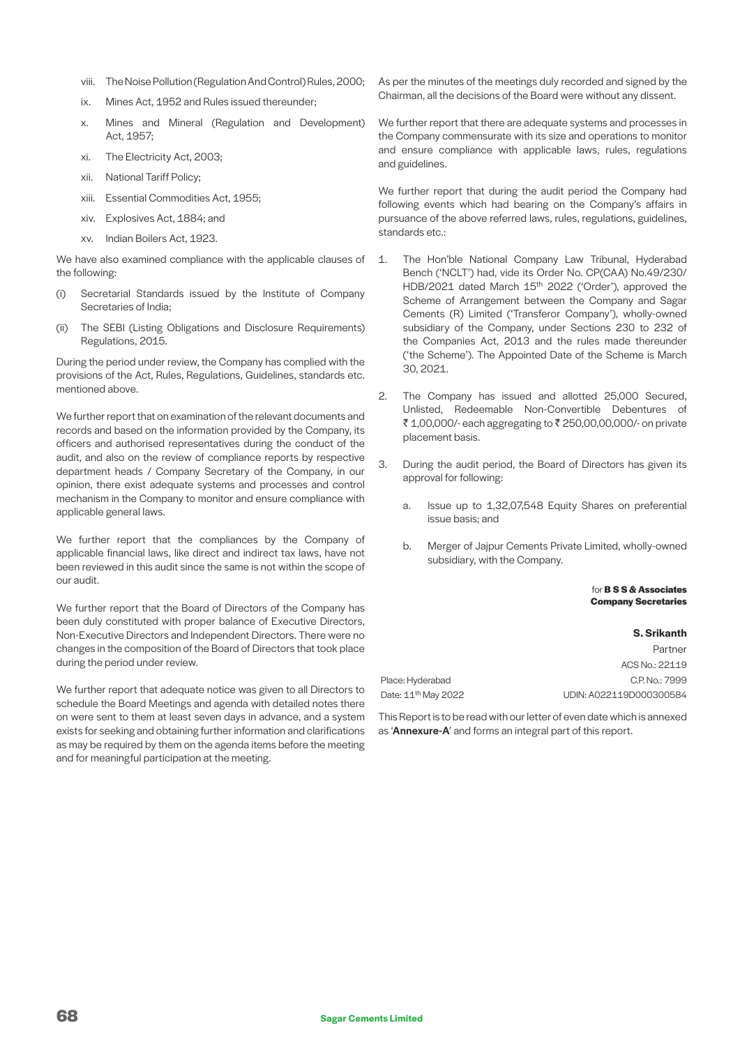viii. The Noise Pollution (Regulation And Control) Rules, 2000;

ix. Mines Act, 1952 and Rules issued thereunder;

x. Mines and Mineral (Regulation and Development) Act, 1957;

xi. The Electricity Act, 2003;

xii. National Tariff Policy;

xiii. Essential Commodities Act, 1955;

xiv. Explosives Act, 1884; and

xv. Indian Boilers Act, 1923.

We have also examined compliance with the applicable clauses of the following:

(i) Secretarial Standards issued by the Institute of Company Secretaries of India;

(ii) The SEBI (Listing Obligations and Disclosure Requirements) Regulations, 2015.

During the period under review, the Company has complied with the provisions of the Act, Rules, Regulations, Guidelines, standards etc. mentioned above.

We further report that on examination of the relevant documents and records and based on the information provided by the Company, its officers and authorised representatives during the conduct of the audit, and also on the review of compliance reports by respective department heads / Company Secretary of the Company, in our opinion, there exist adequate systems and processes and control mechanism in the Company to monitor and ensure compliance with applicable general laws.

We further report that the compliances by the Company of applicable financial laws, like direct and indirect tax laws, have not been reviewed in this audit since the same is not within the scope of our audit.

We further report that the Board of Directors of the Company has been duly constituted with proper balance of Executive Directors, Non-Executive Directors and Independent Directors. There were no changes in the composition of the Board of Directors that took place during the period under review.

We further report that adequate notice was given to all Directors to schedule the Board Meetings and agenda with detailed notes there on were sent to them at least seven days in advance, and a system exists for seeking and obtaining further information and clarifications as may be required by them on the agenda items before the meeting and for meaningful participation at the meeting.

As per the minutes of the meetings duly recorded and signed by the Chairman, all the decisions of the Board were without any dissent.

We further report that there are adequate systems and processes in the Company commensurate with its size and operations to monitor and ensure compliance with applicable laws, rules, regulations and guidelines.

We further report that during the audit period the Company had following events which had bearing on the Company's affairs in pursuance of the above referred laws, rules, regulations, guidelines, standards etc.:

1. The Hon'ble National Company Law Tribunal, Hyderabad Bench ('NCLT') had, vide its Order No. CP(CAA) No.49/230/HDB/2021 dated March 15th 2022 ('Order'), approved the Scheme of Arrangement between the Company and Sagar Cements (R) Limited ('Transferor Company'), wholly-owned subsidiary of the Company, under Sections 230 to 232 of the Companies Act, 2013 and the rules made thereunder ('the Scheme'). The Appointed Date of the Scheme is March 30, 2021.

2. The Company has issued and allotted 25,000 Secured, Unlisted, Redeemable Non-Convertible Debentures of ₹ 1,00,000/- each aggregating to ₹ 250,00,00,000/- on private placement basis.

3. During the audit period, the Board of Directors has given its approval for following:

   a. Issue up to 1,32,07,548 Equity Shares on preferential issue basis; and

   b. Merger of Jajpur Cements Private Limited, wholly-owned subsidiary, with the Company.

for **B S S & Associates**
**Company Secretaries**

**S. Srikanth**
Partner
ACS No.: 22119
C.P. No.: 7999
UDIN: A022119D000300584

Place: Hyderabad
Date: 11th May 2022

This Report is to be read with our letter of even date which is annexed as '**Annexure-A**' and forms an integral part of this report.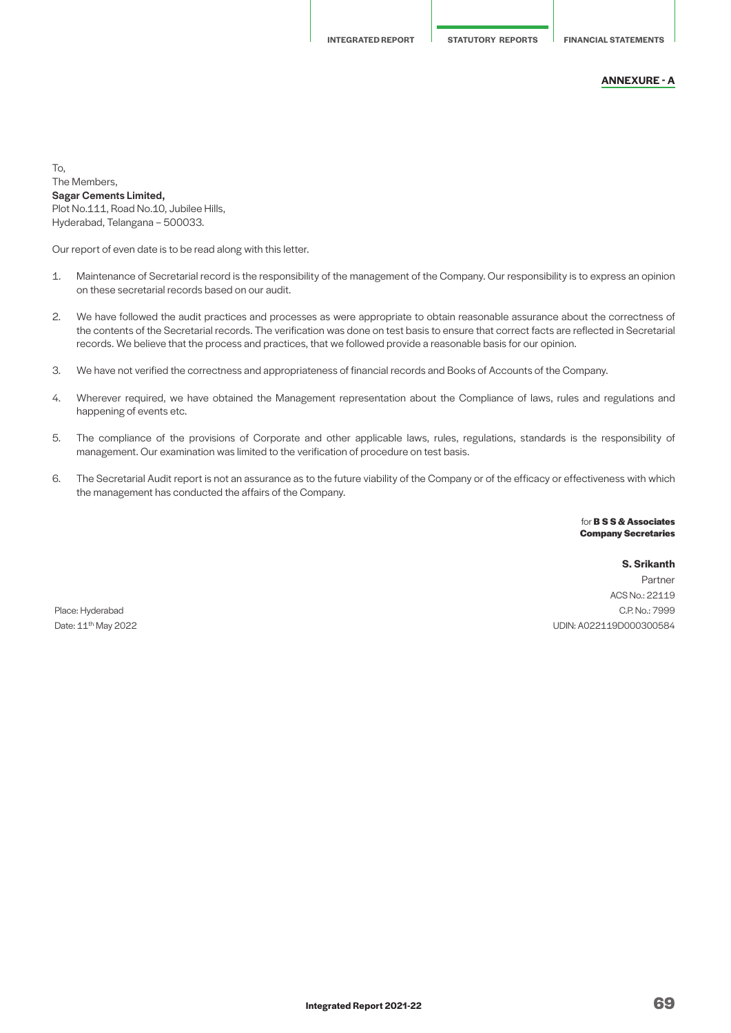**ANNEXURE - A**

To,
The Members,
**Sagar Cements Limited,**
Plot No.111, Road No.10, Jubilee Hills,
Hyderabad, Telangana – 500033.

Our report of even date is to be read along with this letter.

1. Maintenance of Secretarial record is the responsibility of the management of the Company. Our responsibility is to express an opinion on these secretarial records based on our audit.

2. We have followed the audit practices and processes as were appropriate to obtain reasonable assurance about the correctness of the contents of the Secretarial records. The verification was done on test basis to ensure that correct facts are reflected in Secretarial records. We believe that the process and practices, that we followed provide a reasonable basis for our opinion.

3. We have not verified the correctness and appropriateness of financial records and Books of Accounts of the Company.

4. Wherever required, we have obtained the Management representation about the Compliance of laws, rules and regulations and happening of events etc.

5. The compliance of the provisions of Corporate and other applicable laws, rules, regulations, standards is the responsibility of management. Our examination was limited to the verification of procedure on test basis.

6. The Secretarial Audit report is not an assurance as to the future viability of the Company or of the efficacy or effectiveness with which the management has conducted the affairs of the Company.

for **B S S & Associates**
**Company Secretaries**

**S. Srikanth**
Partner
ACS No.: 22119
C.P. No.: 7999
UDIN: A022119D000300584

Place: Hyderabad
Date: 11th May 2022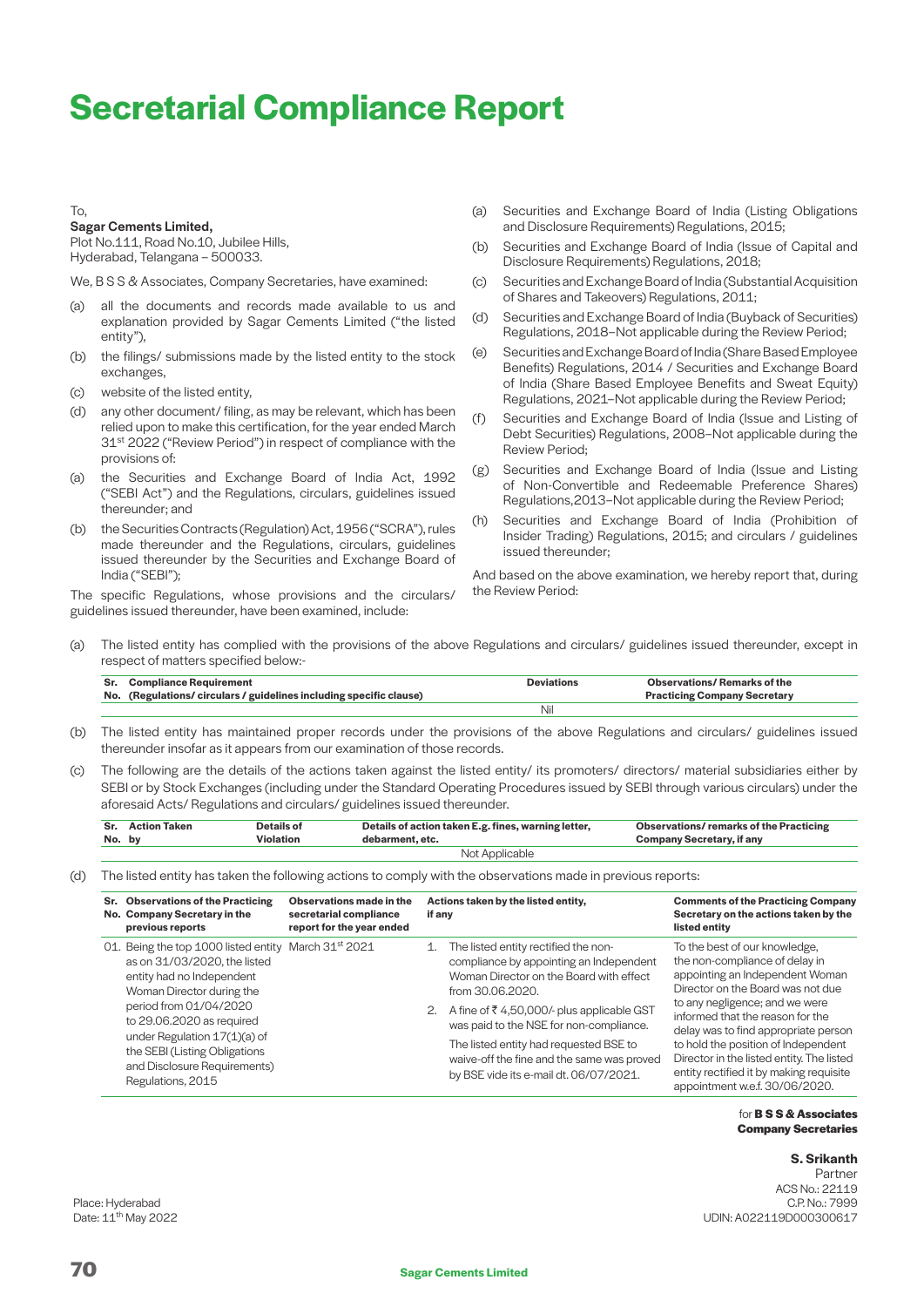# Secretarial Compliance Report

To,

**Sagar Cements Limited,**
Plot No.111, Road No.10, Jubilee Hills,
Hyderabad, Telangana – 500033.

We, B S S & Associates, Company Secretaries, have examined:

(a) all the documents and records made available to us and explanation provided by Sagar Cements Limited ("the listed entity"),

(b) the filings/ submissions made by the listed entity to the stock exchanges,

(c) website of the listed entity,

(d) any other document/ filing, as may be relevant, which has been relied upon to make this certification, for the year ended March 31st 2022 ("Review Period") in respect of compliance with the provisions of:

(a) the Securities and Exchange Board of India Act, 1992 ("SEBI Act") and the Regulations, circulars, guidelines issued thereunder; and

(b) the Securities Contracts (Regulation) Act, 1956 ("SCRA"), rules made thereunder and the Regulations, circulars, guidelines issued thereunder by the Securities and Exchange Board of India ("SEBI");

The specific Regulations, whose provisions and the circulars/ guidelines issued thereunder, have been examined, include:

(a) Securities and Exchange Board of India (Listing Obligations and Disclosure Requirements) Regulations, 2015;

(b) Securities and Exchange Board of India (Issue of Capital and Disclosure Requirements) Regulations, 2018;

(c) Securities and Exchange Board of India (Substantial Acquisition of Shares and Takeovers) Regulations, 2011;

(d) Securities and Exchange Board of India (Buyback of Securities) Regulations, 2018–Not applicable during the Review Period;

(e) Securities and Exchange Board of India (Share Based Employee Benefits) Regulations, 2014 / Securities and Exchange Board of India (Share Based Employee Benefits and Sweat Equity) Regulations, 2021–Not applicable during the Review Period;

(f) Securities and Exchange Board of India (Issue and Listing of Debt Securities) Regulations, 2008–Not applicable during the Review Period;

(g) Securities and Exchange Board of India (Issue and Listing of Non-Convertible and Redeemable Preference Shares) Regulations,2013–Not applicable during the Review Period;

(h) Securities and Exchange Board of India (Prohibition of Insider Trading) Regulations, 2015; and circulars / guidelines issued thereunder;

And based on the above examination, we hereby report that, during the Review Period:

(a) The listed entity has complied with the provisions of the above Regulations and circulars/ guidelines issued thereunder, except in respect of matters specified below:-

| Sr. No. | Compliance Requirement (Regulations/ circulars / guidelines including specific clause) | Deviations | Observations/ Remarks of the Practicing Company Secretary |
|---|---|---|---|
| | | Nil | |

(b) The listed entity has maintained proper records under the provisions of the above Regulations and circulars/ guidelines issued thereunder insofar as it appears from our examination of those records.

(c) The following are the details of the actions taken against the listed entity/ its promoters/ directors/ material subsidiaries either by SEBI or by Stock Exchanges (including under the Standard Operating Procedures issued by SEBI through various circulars) under the aforesaid Acts/ Regulations and circulars/ guidelines issued thereunder.

| Sr. No. | Action Taken by | Details of Violation | Details of action taken E.g. fines, warning letter, debarment, etc. | Observations/ remarks of the Practicing Company Secretary, if any |
|---|---|---|---|---|
| | | Not Applicable | | |

(d) The listed entity has taken the following actions to comply with the observations made in previous reports:

| Sr. No. | Observations of the Practicing Company Secretary in the previous reports | Observations made in the secretarial compliance report for the year ended | Actions taken by the listed entity, if any | Comments of the Practicing Company Secretary on the actions taken by the listed entity |
|---|---|---|---|---|
| 01. | Being the top 1000 listed entity as on 31/03/2020, the listed entity had no Independent Woman Director during the period from 01/04/2020 to 29.06.2020 as required under Regulation 17(1)(a) of the SEBI (Listing Obligations and Disclosure Requirements) Regulations, 2015 | March 31st 2021 | 1. The listed entity rectified the non-compliance by appointing an Independent Woman Director on the Board with effect from 30.06.2020.<br>2. A fine of ₹ 4,50,000/- plus applicable GST was paid to the NSE for non-compliance.<br>The listed entity had requested BSE to waive-off the fine and the same was proved by BSE vide its e-mail dt. 06/07/2021. | To the best of our knowledge, the non-compliance of delay in appointing an Independent Woman Director on the Board was not due to any negligence; and we were informed that the reason for the delay was to find appropriate person to hold the position of Independent Director in the listed entity. The listed entity rectified it by making requisite appointment w.e.f. 30/06/2020. |

for **B S S & Associates**
**Company Secretaries**

**S. Srikanth**
Partner
ACS No.: 22119
C.P. No.: 7999
UDIN: A022119D000300617

Place: Hyderabad
Date: 11th May 2022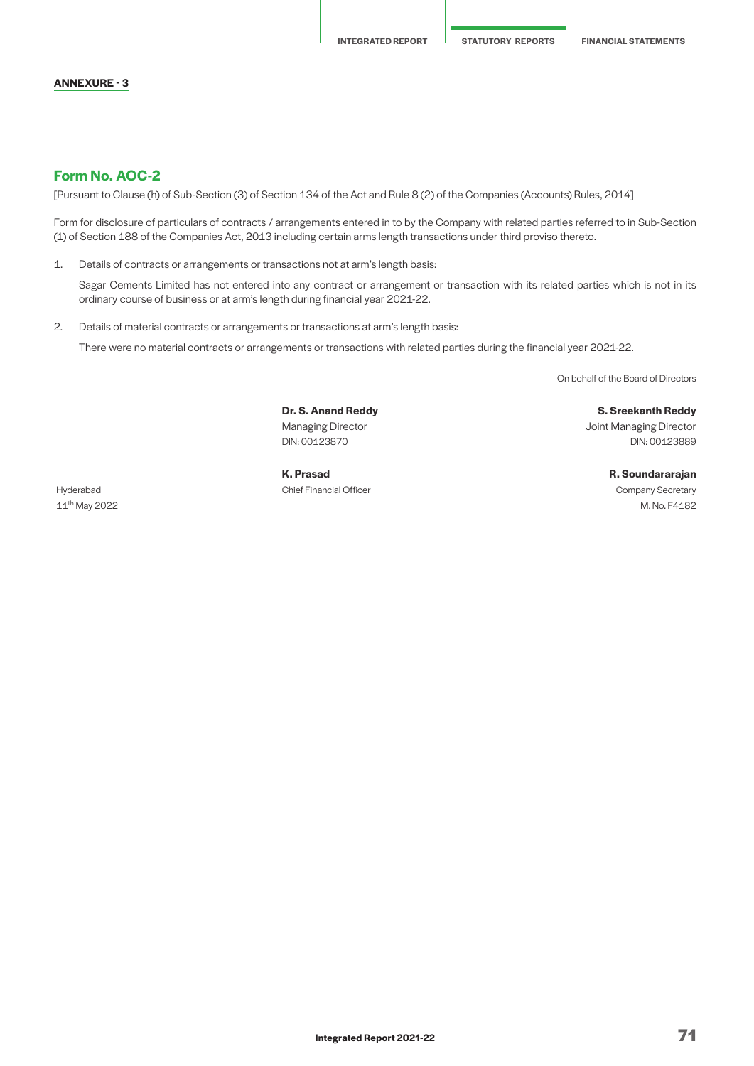**ANNEXURE - 3**

## Form No. AOC-2

[Pursuant to Clause (h) of Sub-Section (3) of Section 134 of the Act and Rule 8 (2) of the Companies (Accounts) Rules, 2014]

Form for disclosure of particulars of contracts / arrangements entered in to by the Company with related parties referred to in Sub-Section (1) of Section 188 of the Companies Act, 2013 including certain arms length transactions under third proviso thereto.

1. Details of contracts or arrangements or transactions not at arm's length basis:

   Sagar Cements Limited has not entered into any contract or arrangement or transaction with its related parties which is not in its ordinary course of business or at arm's length during financial year 2021-22.

2. Details of material contracts or arrangements or transactions at arm's length basis:

   There were no material contracts or arrangements or transactions with related parties during the financial year 2021-22.

On behalf of the Board of Directors

**Dr. S. Anand Reddy**
Managing Director
DIN: 00123870

**S. Sreekanth Reddy**
Joint Managing Director
DIN: 00123889

**K. Prasad**
Chief Financial Officer

**R. Soundararajan**
Company Secretary
M. No. F4182

Hyderabad
11th May 2022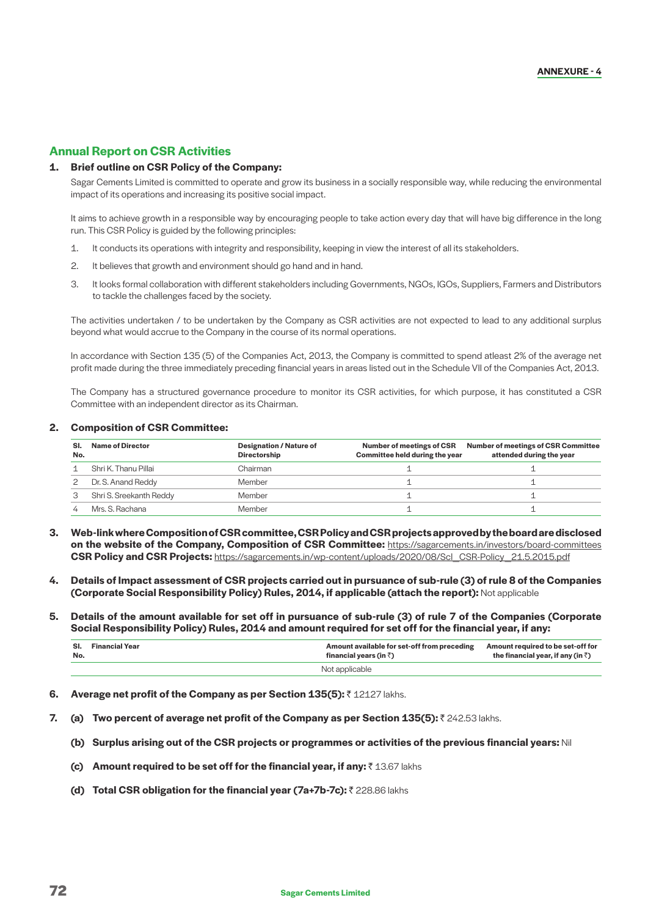ANNEXURE - 4

## Annual Report on CSR Activities

**1. Brief outline on CSR Policy of the Company:**

Sagar Cements Limited is committed to operate and grow its business in a socially responsible way, while reducing the environmental impact of its operations and increasing its positive social impact.

It aims to achieve growth in a responsible way by encouraging people to take action every day that will have big difference in the long run. This CSR Policy is guided by the following principles:

1. It conducts its operations with integrity and responsibility, keeping in view the interest of all its stakeholders.
2. It believes that growth and environment should go hand and in hand.
3. It looks formal collaboration with different stakeholders including Governments, NGOs, IGOs, Suppliers, Farmers and Distributors to tackle the challenges faced by the society.

The activities undertaken / to be undertaken by the Company as CSR activities are not expected to lead to any additional surplus beyond what would accrue to the Company in the course of its normal operations.

In accordance with Section 135 (5) of the Companies Act, 2013, the Company is committed to spend atleast 2% of the average net profit made during the three immediately preceding financial years in areas listed out in the Schedule VII of the Companies Act, 2013.

The Company has a structured governance procedure to monitor its CSR activities, for which purpose, it has constituted a CSR Committee with an independent director as its Chairman.

**2. Composition of CSR Committee:**

| Sl. No. | Name of Director | Designation / Nature of Directorship | Number of meetings of CSR Committee held during the year | Number of meetings of CSR Committee attended during the year |
|---|---|---|---|---|
| 1 | Shri K. Thanu Pillai | Chairman | 1 | 1 |
| 2 | Dr. S. Anand Reddy | Member | 1 | 1 |
| 3 | Shri S. Sreekanth Reddy | Member | 1 | 1 |
| 4 | Mrs. S. Rachana | Member | 1 | 1 |

**3. Web-link where Composition of CSR committee, CSR Policy and CSR projects approved by the board are disclosed on the website of the Company, Composition of CSR Committee:** https://sagarcements.in/investors/board-committees
**CSR Policy and CSR Projects:** https://sagarcements.in/wp-content/uploads/2020/08/Scl_CSR-Policy_21.5.2015.pdf

**4. Details of Impact assessment of CSR projects carried out in pursuance of sub-rule (3) of rule 8 of the Companies (Corporate Social Responsibility Policy) Rules, 2014, if applicable (attach the report):** Not applicable

**5. Details of the amount available for set off in pursuance of sub-rule (3) of rule 7 of the Companies (Corporate Social Responsibility Policy) Rules, 2014 and amount required for set off for the financial year, if any:**

| Sl. No. | Financial Year | Amount available for set-off from preceding financial years (in ₹) | Amount required to be set-off for the financial year, if any (in ₹) |
|---|---|---|---|
| | | Not applicable | |

**6. Average net profit of the Company as per Section 135(5):** ₹ 12127 lakhs.

**7. (a) Two percent of average net profit of the Company as per Section 135(5):** ₹ 242.53 lakhs.

**(b) Surplus arising out of the CSR projects or programmes or activities of the previous financial years:** Nil

**(c) Amount required to be set off for the financial year, if any:** ₹ 13.67 lakhs

**(d) Total CSR obligation for the financial year (7a+7b-7c):** ₹ 228.86 lakhs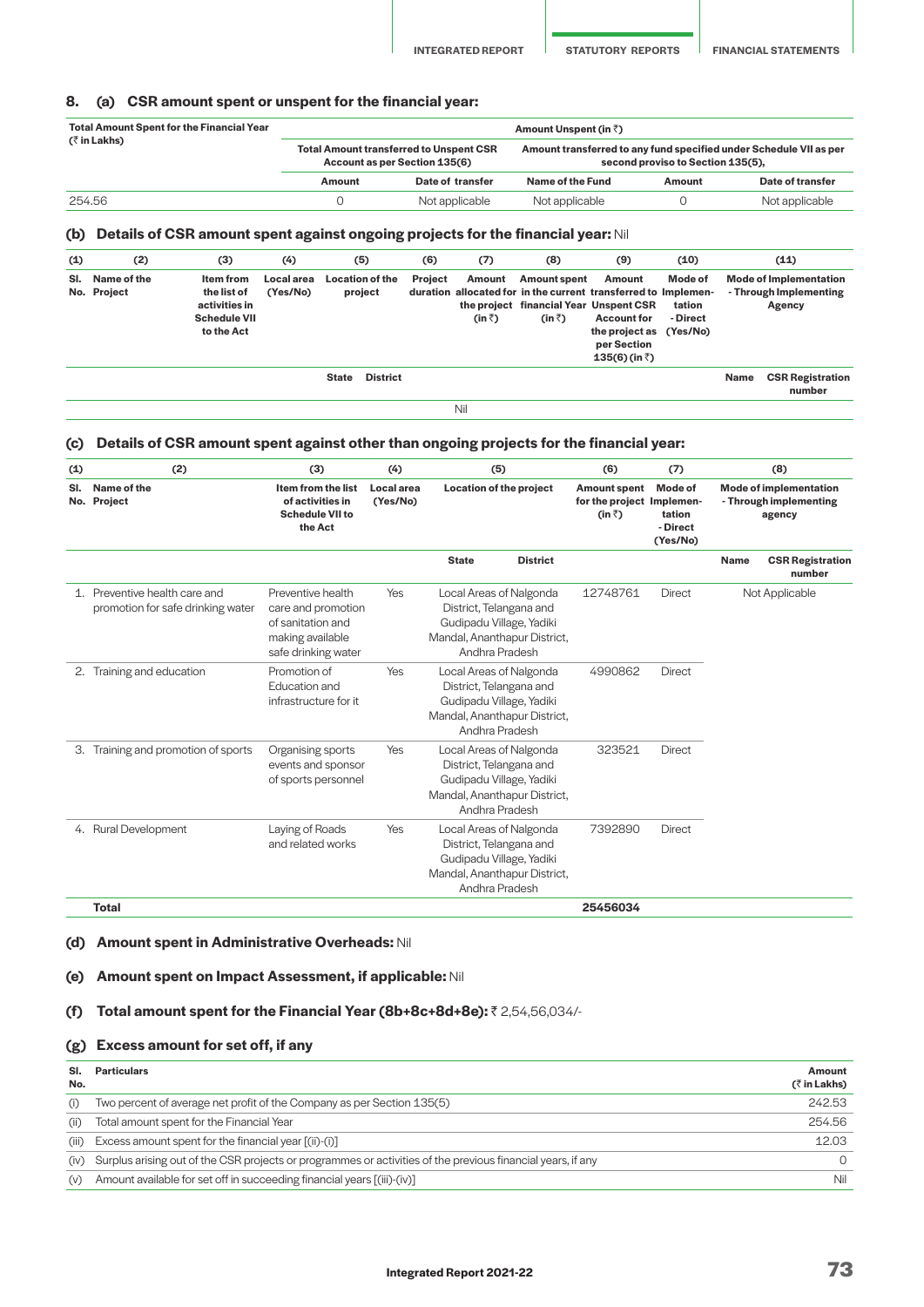## 8. (a) CSR amount spent or unspent for the financial year:

| Total Amount Spent for the Financial Year (₹ in Lakhs) | Amount Unspent (in ₹) | | | | |
|---|---|---|---|---|---|
| | Total Amount transferred to Unspent CSR Account as per Section 135(6) | | Amount transferred to any fund specified under Schedule VII as per second proviso to Section 135(5), | | |
| | Amount | Date of transfer | Name of the Fund | Amount | Date of transfer |
| 254.56 | 0 | Not applicable | Not applicable | 0 | Not applicable |

### (b) Details of CSR amount spent against ongoing projects for the financial year: Nil

| (1) | (2) | (3) | (4) | (5) | | (6) | (7) | (8) | (9) | (10) | (11) | |
|---|---|---|---|---|---|---|---|---|---|---|---|---|
| Sl. No. | Name of the Project | Item from the list of activities in Schedule VII to the Act | Local area (Yes/No) | Location of the project | | Project duration | Amount allocated for the project (in ₹) | Amount spent in the current financial Year (in ₹) | Amount transferred to Unspent CSR Account for the project as per Section 135(6) (in ₹) | Mode of Implementation - Direct (Yes/No) | Mode of Implementation - Through Implementing Agency | |
| | | | | State | District | | | | | | Name | CSR Registration number |
| Nil | | | | | | | | | | | | |

### (c) Details of CSR amount spent against other than ongoing projects for the financial year:

| (1) | (2) | (3) | (4) | (5) | | (6) | (7) | (8) | |
|---|---|---|---|---|---|---|---|---|---|
| Sl. No. | Name of the Project | Item from the list of activities in Schedule VII to the Act | Local area (Yes/No) | Location of the project | | Amount spent for the project (in ₹) | Mode of Implementation - Direct (Yes/No) | Mode of implementation - Through implementing agency | |
| | | | | State | District | | | Name | CSR Registration number |
| 1. | Preventive health care and promotion for safe drinking water | Preventive health care and promotion of sanitation and making available safe drinking water | Yes | Local Areas of Nalgonda District, Telangana and Gudipadu Village, Yadiki Mandal, Ananthapur District, Andhra Pradesh | | 12748761 | Direct | Not Applicable | |
| 2. | Training and education | Promotion of Education and infrastructure for it | Yes | Local Areas of Nalgonda District, Telangana and Gudipadu Village, Yadiki Mandal, Ananthapur District, Andhra Pradesh | | 4990862 | Direct | | |
| 3. | Training and promotion of sports | Organising sports events and sponsor of sports personnel | Yes | Local Areas of Nalgonda District, Telangana and Gudipadu Village, Yadiki Mandal, Ananthapur District, Andhra Pradesh | | 323521 | Direct | | |
| 4. | Rural Development | Laying of Roads and related works | Yes | Local Areas of Nalgonda District, Telangana and Gudipadu Village, Yadiki Mandal, Ananthapur District, Andhra Pradesh | | 7392890 | Direct | | |
| | **Total** | | | | | **25456034** | | | |

### (d) Amount spent in Administrative Overheads: Nil

### (e) Amount spent on Impact Assessment, if applicable: Nil

### (f) Total amount spent for the Financial Year (8b+8c+8d+8e): ₹ 2,54,56,034/-

### (g) Excess amount for set off, if any

| Sl. No. | Particulars | Amount (₹ in Lakhs) |
|---|---|---|
| (i) | Two percent of average net profit of the Company as per Section 135(5) | 242.53 |
| (ii) | Total amount spent for the Financial Year | 254.56 |
| (iii) | Excess amount spent for the financial year [(ii)-(i)] | 12.03 |
| (iv) | Surplus arising out of the CSR projects or programmes or activities of the previous financial years, if any | 0 |
| (v) | Amount available for set off in succeeding financial years [(iii)-(iv)] | Nil |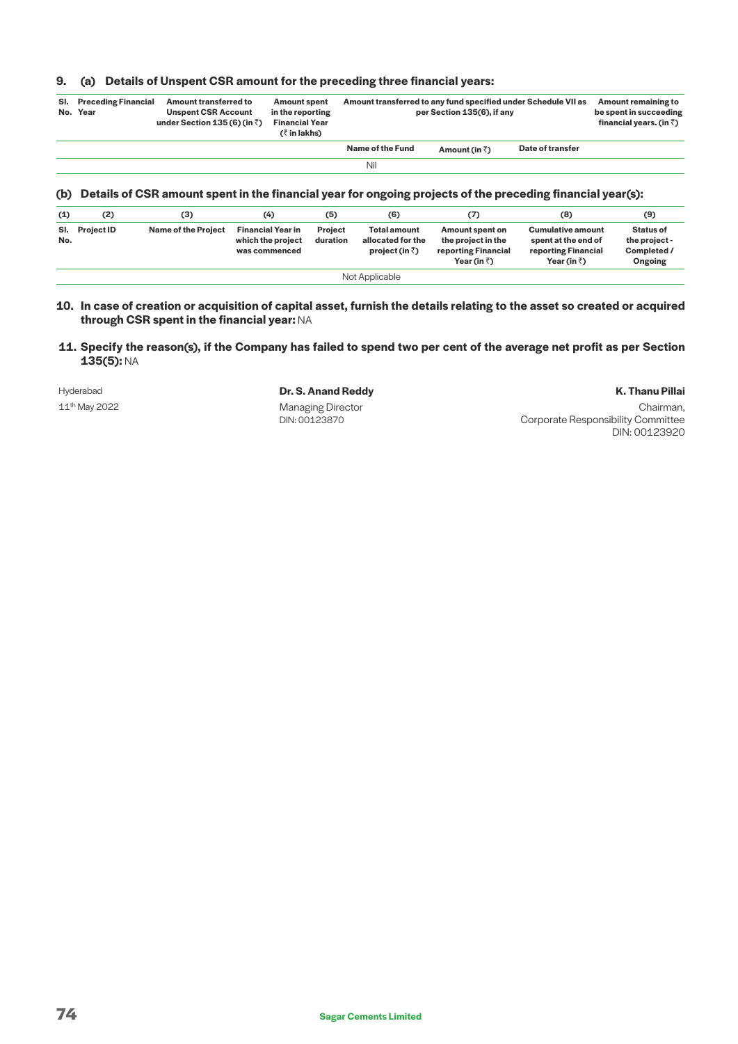**9. (a) Details of Unspent CSR amount for the preceding three financial years:**

| Sl. No. | Preceding Financial Year | Amount transferred to Unspent CSR Account under Section 135 (6) (in ₹) | Amount spent in the reporting Financial Year (₹ in lakhs) | Amount transferred to any fund specified under Schedule VII as per Section 135(6), if any | | | Amount remaining to be spent in succeeding financial years. (in ₹) |
|---|---|---|---|---|---|---|---|
| | | | | Name of the Fund | Amount (in ₹) | Date of transfer | |
| | | | | Nil | | | |

**(b) Details of CSR amount spent in the financial year for ongoing projects of the preceding financial year(s):**

| (1) | (2) | (3) | (4) | (5) | (6) | (7) | (8) | (9) |
|---|---|---|---|---|---|---|---|---|
| Sl. No. | Project ID | Name of the Project | Financial Year in which the project was commenced | Project duration | Total amount allocated for the project (in ₹) | Amount spent on the project in the reporting Financial Year (in ₹) | Cumulative amount spent at the end of reporting Financial Year (in ₹) | Status of the project - Completed / Ongoing |
| | | | | Not Applicable | | | | |

**10. In case of creation or acquisition of capital asset, furnish the details relating to the asset so created or acquired through CSR spent in the financial year:** NA

**11. Specify the reason(s), if the Company has failed to spend two per cent of the average net profit as per Section 135(5):** NA

Hyderabad
11th May 2022

**Dr. S. Anand Reddy**
Managing Director
DIN: 00123870

**K. Thanu Pillai**
Chairman,
Corporate Responsibility Committee
DIN: 00123920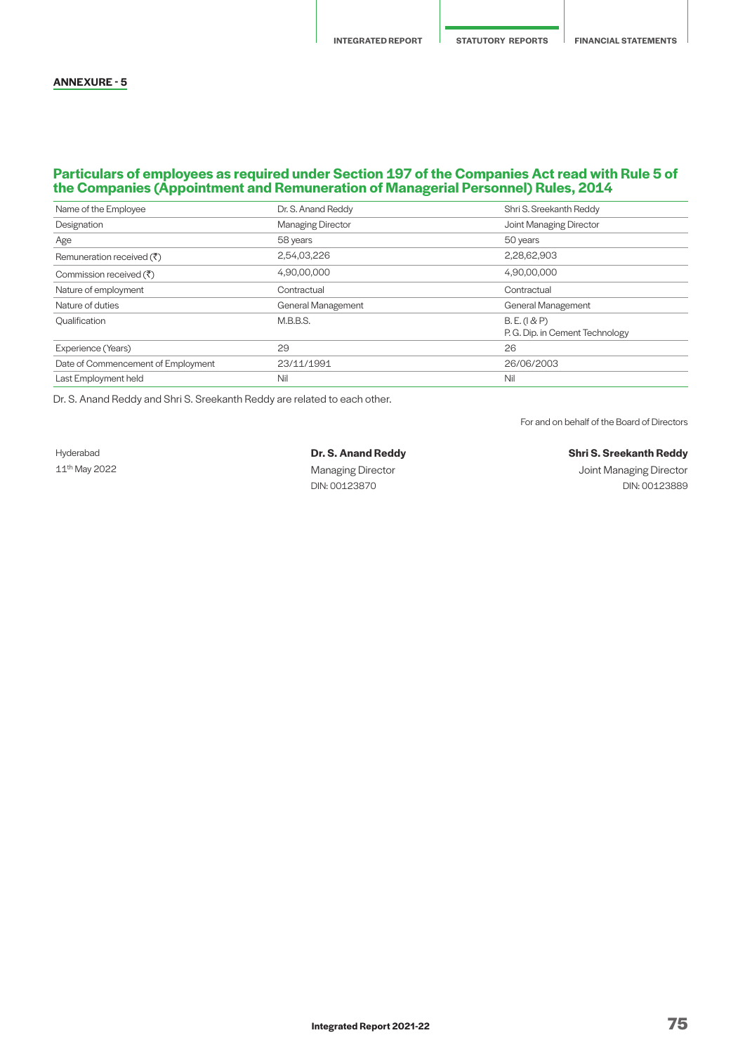## ANNEXURE - 5

### Particulars of employees as required under Section 197 of the Companies Act read with Rule 5 of the Companies (Appointment and Remuneration of Managerial Personnel) Rules, 2014

| Name of the Employee | Dr. S. Anand Reddy | Shri S. Sreekanth Reddy |
|---|---|---|
| Designation | Managing Director | Joint Managing Director |
| Age | 58 years | 50 years |
| Remuneration received (₹) | 2,54,03,226 | 2,28,62,903 |
| Commission received (₹) | 4,90,00,000 | 4,90,00,000 |
| Nature of employment | Contractual | Contractual |
| Nature of duties | General Management | General Management |
| Qualification | M.B.B.S. | B. E. (I & P)<br>P. G. Dip. in Cement Technology |
| Experience (Years) | 29 | 26 |
| Date of Commencement of Employment | 23/11/1991 | 26/06/2003 |
| Last Employment held | Nil | Nil |

Dr. S. Anand Reddy and Shri S. Sreekanth Reddy are related to each other.

For and on behalf of the Board of Directors

Hyderabad
11th May 2022

**Dr. S. Anand Reddy**
Managing Director
DIN: 00123870

**Shri S. Sreekanth Reddy**
Joint Managing Director
DIN: 00123889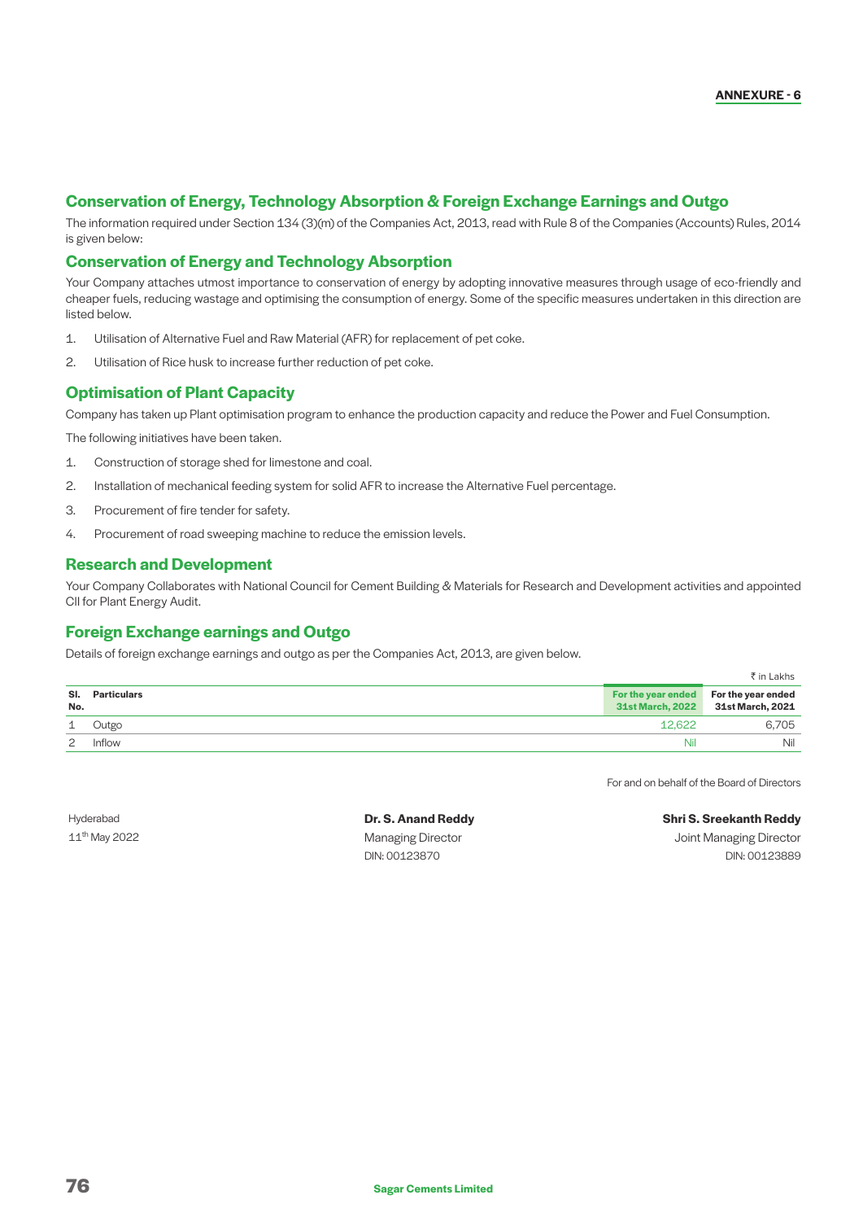**ANNEXURE - 6**

## Conservation of Energy, Technology Absorption & Foreign Exchange Earnings and Outgo

The information required under Section 134 (3)(m) of the Companies Act, 2013, read with Rule 8 of the Companies (Accounts) Rules, 2014 is given below:

### Conservation of Energy and Technology Absorption

Your Company attaches utmost importance to conservation of energy by adopting innovative measures through usage of eco-friendly and cheaper fuels, reducing wastage and optimising the consumption of energy. Some of the specific measures undertaken in this direction are listed below.

1. Utilisation of Alternative Fuel and Raw Material (AFR) for replacement of pet coke.
2. Utilisation of Rice husk to increase further reduction of pet coke.

### Optimisation of Plant Capacity

Company has taken up Plant optimisation program to enhance the production capacity and reduce the Power and Fuel Consumption.

The following initiatives have been taken.

1. Construction of storage shed for limestone and coal.
2. Installation of mechanical feeding system for solid AFR to increase the Alternative Fuel percentage.
3. Procurement of fire tender for safety.
4. Procurement of road sweeping machine to reduce the emission levels.

### Research and Development

Your Company Collaborates with National Council for Cement Building & Materials for Research and Development activities and appointed CII for Plant Energy Audit.

### Foreign Exchange earnings and Outgo

Details of foreign exchange earnings and outgo as per the Companies Act, 2013, are given below.

₹ in Lakhs

| Sl. No. | Particulars | For the year ended 31st March, 2022 | For the year ended 31st March, 2021 |
|---|---|---|---|
| 1 | Outgo | 12,622 | 6,705 |
| 2 | Inflow | Nil | Nil |

For and on behalf of the Board of Directors

Hyderabad
11th May 2022

**Dr. S. Anand Reddy**
Managing Director
DIN: 00123870

**Shri S. Sreekanth Reddy**
Joint Managing Director
DIN: 00123889